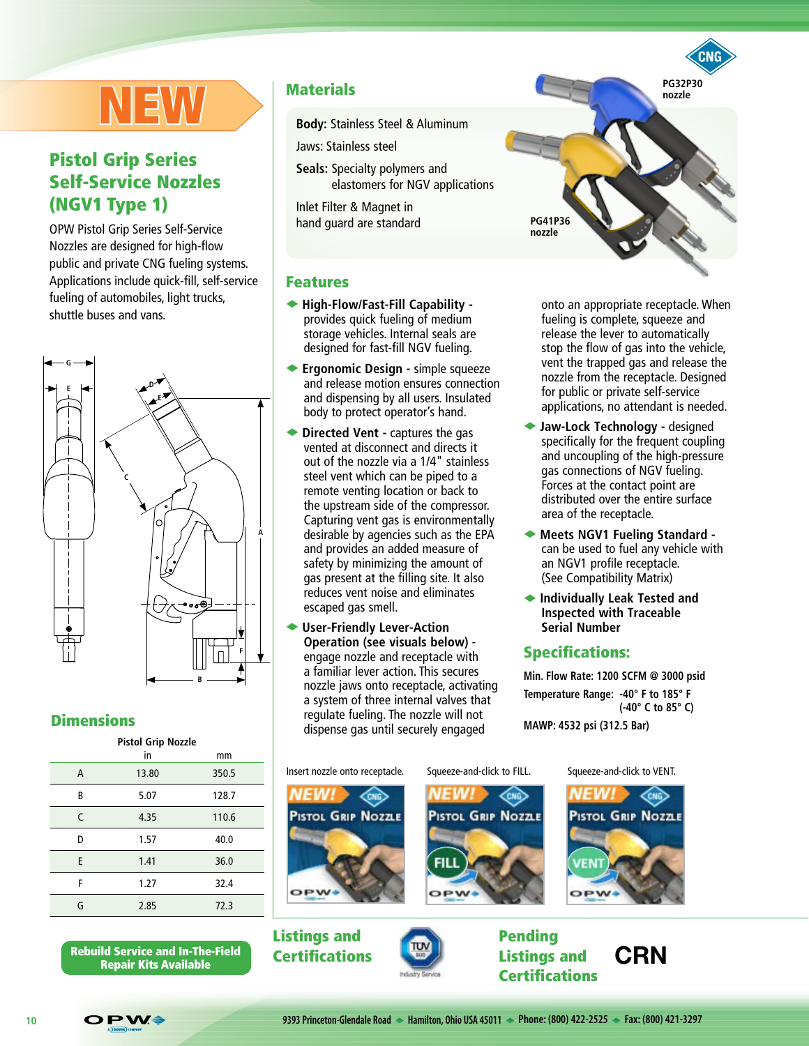NEW

# Pistol Grip Series Self-Service Nozzles (NGV1 Type 1)

OPW Pistol Grip Series Self-Service Nozzles are designed for high-flow public and private CNG fueling systems. Applications include quick-fill, self-service fueling of automobiles, light trucks, shuttle buses and vans.

## Dimensions

| | Pistol Grip Nozzle | |
|---|---|---|
| | in | mm |
| A | 13.80 | 350.5 |
| B | 5.07 | 128.7 |
| C | 4.35 | 110.6 |
| D | 1.57 | 40.0 |
| E | 1.41 | 36.0 |
| F | 1.27 | 32.4 |
| G | 2.85 | 72.3 |

**Rebuild Service and In-The-Field Repair Kits Available**

## Materials

**Body:** Stainless Steel & Aluminum

Jaws: Stainless steel

**Seals:** Specialty polymers and elastomers for NGV applications

Inlet Filter & Magnet in hand guard are standard

PG32P30 nozzle

PG41P36 nozzle

## Features

- **High-Flow/Fast-Fill Capability -** provides quick fueling of medium storage vehicles. Internal seals are designed for fast-fill NGV fueling.
- **Ergonomic Design -** simple squeeze and release motion ensures connection and dispensing by all users. Insulated body to protect operator's hand.
- **Directed Vent -** captures the gas vented at disconnect and directs it out of the nozzle via a 1/4" stainless steel vent which can be piped to a remote venting location or back to the upstream side of the compressor. Capturing vent gas is environmentally desirable by agencies such as the EPA and provides an added measure of safety by minimizing the amount of gas present at the filling site. It also reduces vent noise and eliminates escaped gas smell.
- **User-Friendly Lever-Action Operation (see visuals below) -** engage nozzle and receptacle with a familiar lever action. This secures nozzle jaws onto receptacle, activating a system of three internal valves that regulate fueling. The nozzle will not dispense gas until securely engaged onto an appropriate receptacle. When fueling is complete, squeeze and release the lever to automatically stop the flow of gas into the vehicle, vent the trapped gas and release the nozzle from the receptacle. Designed for public or private self-service applications, no attendant is needed.
- **Jaw-Lock Technology -** designed specifically for the frequent coupling and uncoupling of the high-pressure gas connections of NGV fueling. Forces at the contact point are distributed over the entire surface area of the receptacle.
- **Meets NGV1 Fueling Standard -** can be used to fuel any vehicle with an NGV1 profile receptacle. (See Compatibility Matrix)
- **Individually Leak Tested and Inspected with Traceable Serial Number**

## Specifications:

**Min. Flow Rate: 1200 SCFM @ 3000 psid**

**Temperature Range: -40° F to 185° F (-40° C to 85° C)**

**MAWP: 4532 psi (312.5 Bar)**

Insert nozzle onto receptacle.

Squeeze-and-click to FILL.

Squeeze-and-click to VENT.

## Listings and Certifications

## Pending Listings and Certifications

CRN

9393 Princeton-Glendale Road ◆ Hamilton, Ohio USA 45011 ◆ Phone: (800) 422-2525 ◆ Fax: (800) 421-3297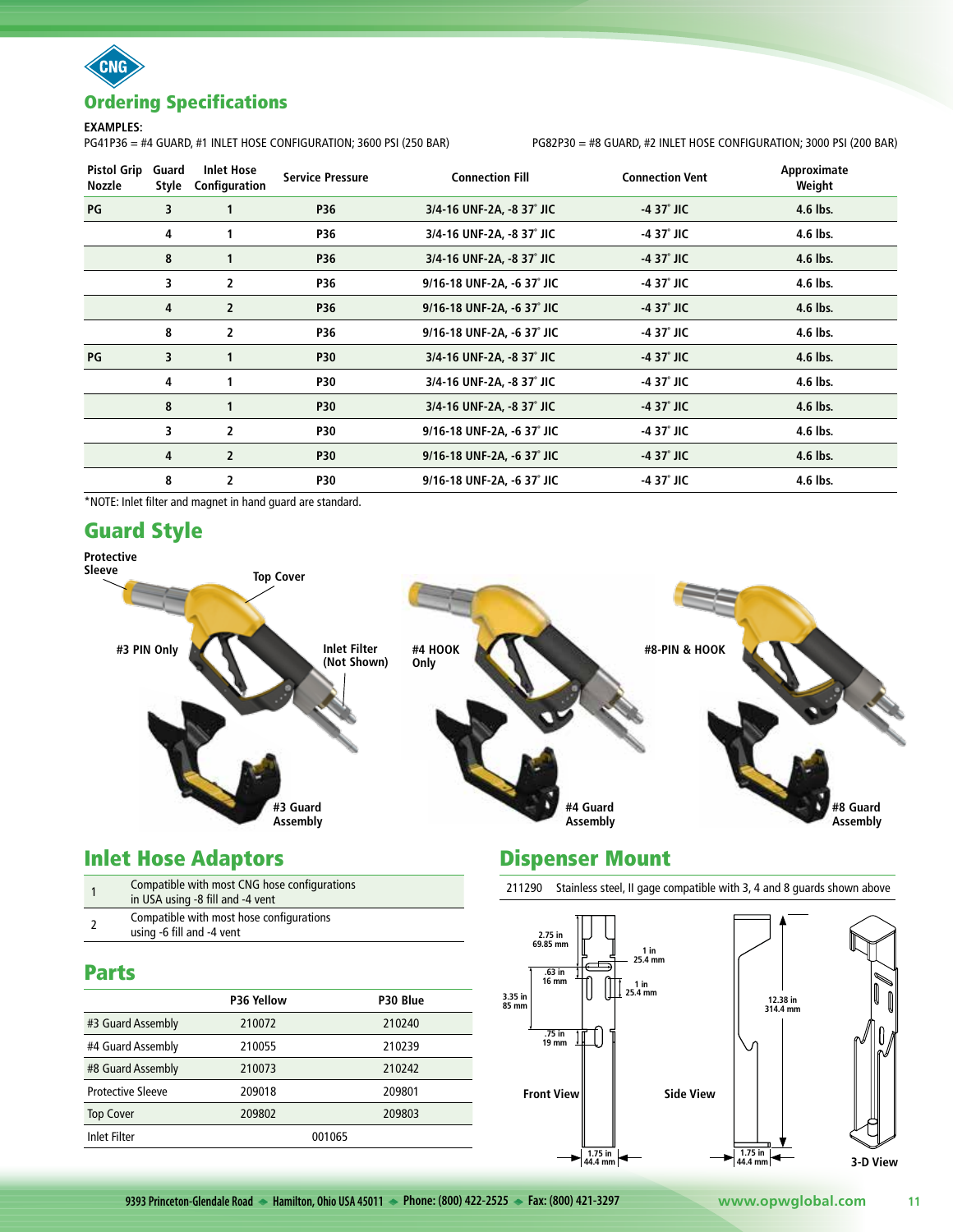CNG

## Ordering Specifications

**EXAMPLES:**

PG41P36 = #4 GUARD, #1 INLET HOSE CONFIGURATION; 3600 PSI (250 BAR)

PG82P30 = #8 GUARD, #2 INLET HOSE CONFIGURATION; 3000 PSI (200 BAR)

| Pistol Grip Nozzle | Guard Style | Inlet Hose Configuration | Service Pressure | Connection Fill | Connection Vent | Approximate Weight |
|---|---|---|---|---|---|---|
| PG | 3 | 1 | P36 | 3/4-16 UNF-2A, -8 37° JIC | -4 37° JIC | 4.6 lbs. |
| | 4 | 1 | P36 | 3/4-16 UNF-2A, -8 37° JIC | -4 37° JIC | 4.6 lbs. |
| | 8 | 1 | P36 | 3/4-16 UNF-2A, -8 37° JIC | -4 37° JIC | 4.6 lbs. |
| | 3 | 2 | P36 | 9/16-18 UNF-2A, -6 37° JIC | -4 37° JIC | 4.6 lbs. |
| | 4 | 2 | P36 | 9/16-18 UNF-2A, -6 37° JIC | -4 37° JIC | 4.6 lbs. |
| | 8 | 2 | P36 | 9/16-18 UNF-2A, -6 37° JIC | -4 37° JIC | 4.6 lbs. |
| PG | 3 | 1 | P30 | 3/4-16 UNF-2A, -8 37° JIC | -4 37° JIC | 4.6 lbs. |
| | 4 | 1 | P30 | 3/4-16 UNF-2A, -8 37° JIC | -4 37° JIC | 4.6 lbs. |
| | 8 | 1 | P30 | 3/4-16 UNF-2A, -8 37° JIC | -4 37° JIC | 4.6 lbs. |
| | 3 | 2 | P30 | 9/16-18 UNF-2A, -6 37° JIC | -4 37° JIC | 4.6 lbs. |
| | 4 | 2 | P30 | 9/16-18 UNF-2A, -6 37° JIC | -4 37° JIC | 4.6 lbs. |
| | 8 | 2 | P30 | 9/16-18 UNF-2A, -6 37° JIC | -4 37° JIC | 4.6 lbs. |

*NOTE: Inlet filter and magnet in hand guard are standard.

## Guard Style

Protective Sleeve

Top Cover

#3 PIN Only

Inlet Filter (Not Shown)

#3 Guard Assembly

#4 HOOK Only

#4 Guard Assembly

#8-PIN & HOOK

#8 Guard Assembly

## Inlet Hose Adaptors

| | |
|---|---|
| 1 | Compatible with most CNG hose configurations in USA using -8 fill and -4 vent |
| 2 | Compatible with most hose configurations using -6 fill and -4 vent |

## Parts

| | P36 Yellow | P30 Blue |
|---|---|---|
| #3 Guard Assembly | 210072 | 210240 |
| #4 Guard Assembly | 210055 | 210239 |
| #8 Guard Assembly | 210073 | 210242 |
| Protective Sleeve | 209018 | 209801 |
| Top Cover | 209802 | 209803 |
| Inlet Filter | 001065 | |

## Dispenser Mount

211290 Stainless steel, II gage compatible with 3, 4 and 8 guards shown above

2.75 in
69.85 mm

1 in
25.4 mm

.63 in
16 mm

1 in
25.4 mm

3.35 in
85 mm

.75 in
19 mm

1.75 in
44.4 mm

Front View

Side View

12.38 in
314.4 mm

1.75 in
44.4 mm

3-D View

9393 Princeton-Glendale Road ◆ Hamilton, Ohio USA 45011 ◆ Phone: (800) 422-2525 ◆ Fax: (800) 421-3297 www.opwglobal.com